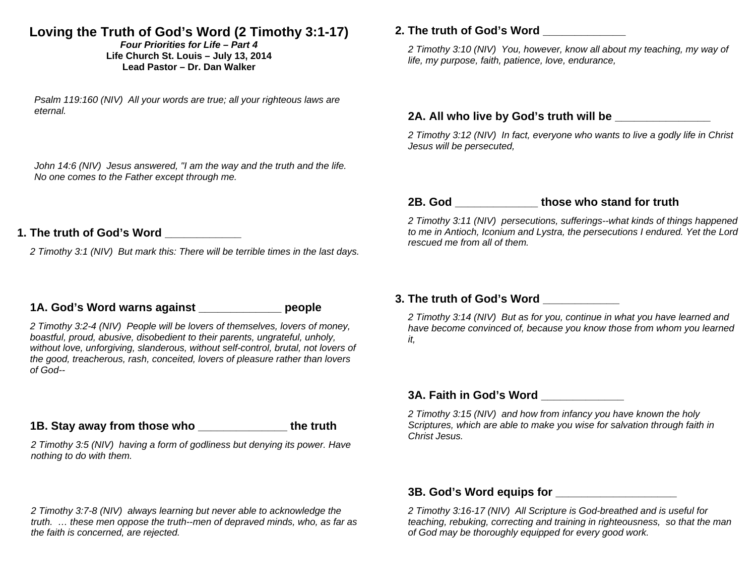# Loving the Truth of God's Word (2 Timothy 3:1-17)

***Four Priorities for Life – Part 4***

**Life Church St. Louis – July 13, 2014**

**Lead Pastor – Dr. Dan Walker**

*Psalm 119:160 (NIV) All your words are true; all your righteous laws are eternal.*

*John 14:6 (NIV) Jesus answered, "I am the way and the truth and the life. No one comes to the Father except through me.*

## 1. The truth of God's Word ____________

*2 Timothy 3:1 (NIV) But mark this: There will be terrible times in the last days.*

### 1A. God's Word warns against _____________ people

*2 Timothy 3:2-4 (NIV) People will be lovers of themselves, lovers of money, boastful, proud, abusive, disobedient to their parents, ungrateful, unholy, without love, unforgiving, slanderous, without self-control, brutal, not lovers of the good, treacherous, rash, conceited, lovers of pleasure rather than lovers of God--*

### 1B. Stay away from those who ______________ the truth

*2 Timothy 3:5 (NIV) having a form of godliness but denying its power. Have nothing to do with them.*

*2 Timothy 3:7-8 (NIV) always learning but never able to acknowledge the truth. … these men oppose the truth--men of depraved minds, who, as far as the faith is concerned, are rejected.*

## 2. The truth of God's Word _____________

*2 Timothy 3:10 (NIV) You, however, know all about my teaching, my way of life, my purpose, faith, patience, love, endurance,*

### 2A. All who live by God's truth will be _______________

*2 Timothy 3:12 (NIV) In fact, everyone who wants to live a godly life in Christ Jesus will be persecuted,*

### 2B. God _____________ those who stand for truth

*2 Timothy 3:11 (NIV) persecutions, sufferings--what kinds of things happened to me in Antioch, Iconium and Lystra, the persecutions I endured. Yet the Lord rescued me from all of them.*

## 3. The truth of God's Word ____________

*2 Timothy 3:14 (NIV) But as for you, continue in what you have learned and have become convinced of, because you know those from whom you learned it,*

### 3A. Faith in God's Word _____________

*2 Timothy 3:15 (NIV) and how from infancy you have known the holy Scriptures, which are able to make you wise for salvation through faith in Christ Jesus.*

### 3B. God's Word equips for ___________________

*2 Timothy 3:16-17 (NIV) All Scripture is God-breathed and is useful for teaching, rebuking, correcting and training in righteousness, so that the man of God may be thoroughly equipped for every good work.*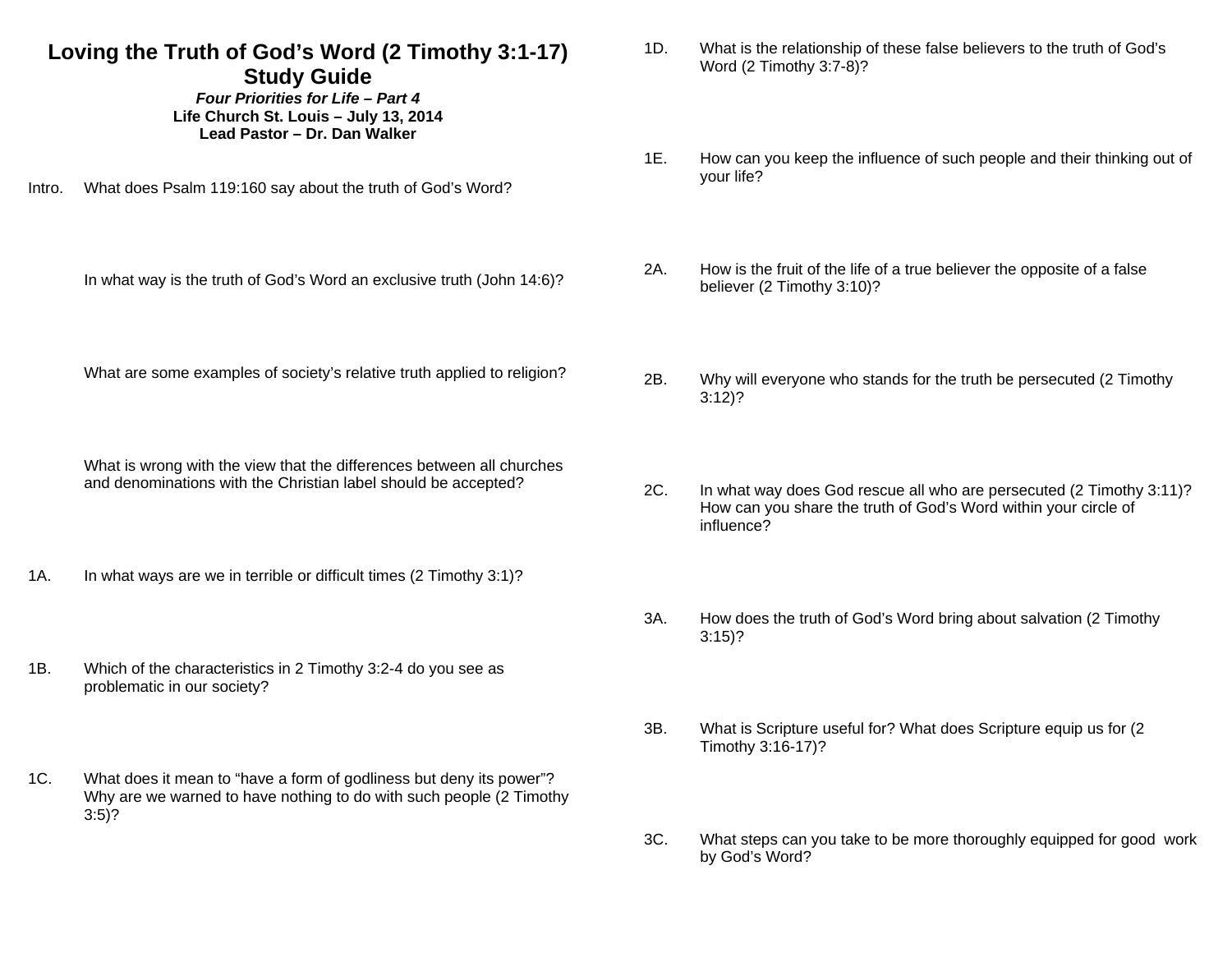# Loving the Truth of God's Word (2 Timothy 3:1-17)
## Study Guide

***Four Priorities for Life – Part 4***
**Life Church St. Louis – July 13, 2014**
**Lead Pastor – Dr. Dan Walker**

Intro. What does Psalm 119:160 say about the truth of God's Word?

In what way is the truth of God's Word an exclusive truth (John 14:6)?

What are some examples of society's relative truth applied to religion?

What is wrong with the view that the differences between all churches and denominations with the Christian label should be accepted?

1A. In what ways are we in terrible or difficult times (2 Timothy 3:1)?

1B. Which of the characteristics in 2 Timothy 3:2-4 do you see as problematic in our society?

1C. What does it mean to "have a form of godliness but deny its power"? Why are we warned to have nothing to do with such people (2 Timothy 3:5)?

1D. What is the relationship of these false believers to the truth of God's Word (2 Timothy 3:7-8)?

1E. How can you keep the influence of such people and their thinking out of your life?

2A. How is the fruit of the life of a true believer the opposite of a false believer (2 Timothy 3:10)?

2B. Why will everyone who stands for the truth be persecuted (2 Timothy 3:12)?

2C. In what way does God rescue all who are persecuted (2 Timothy 3:11)? How can you share the truth of God's Word within your circle of influence?

3A. How does the truth of God's Word bring about salvation (2 Timothy 3:15)?

3B. What is Scripture useful for? What does Scripture equip us for (2 Timothy 3:16-17)?

3C. What steps can you take to be more thoroughly equipped for good work by God's Word?